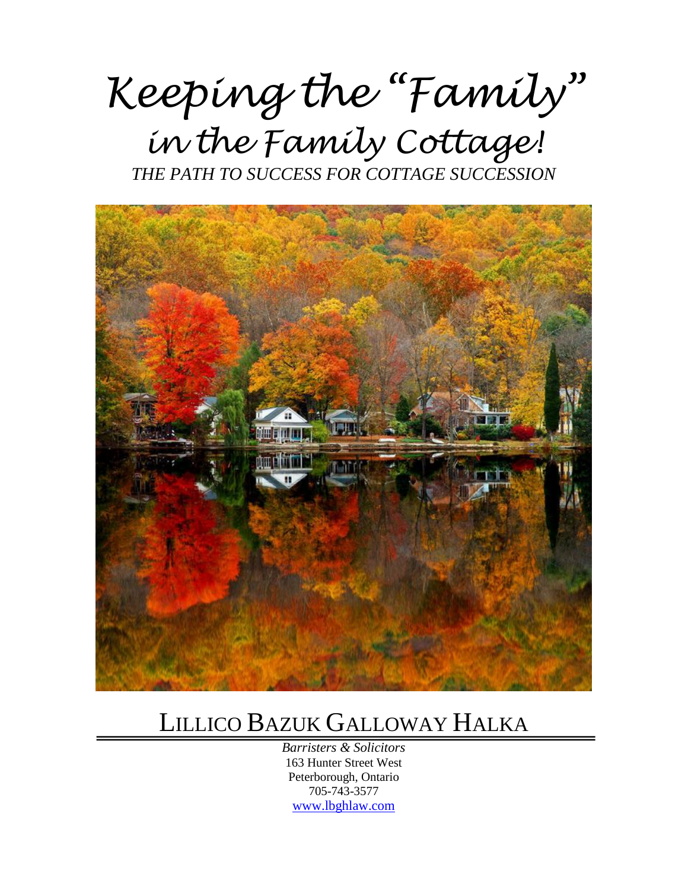# Keeping the "Family" in the Family Cottage!

*THE PATH TO SUCCESS FOR COTTAGE SUCCESSION*

## LILLICO BAZUK GALLOWAY HALKA

*Barristers & Solicitors*
163 Hunter Street West
Peterborough, Ontario
705-743-3577
www.lbghlaw.com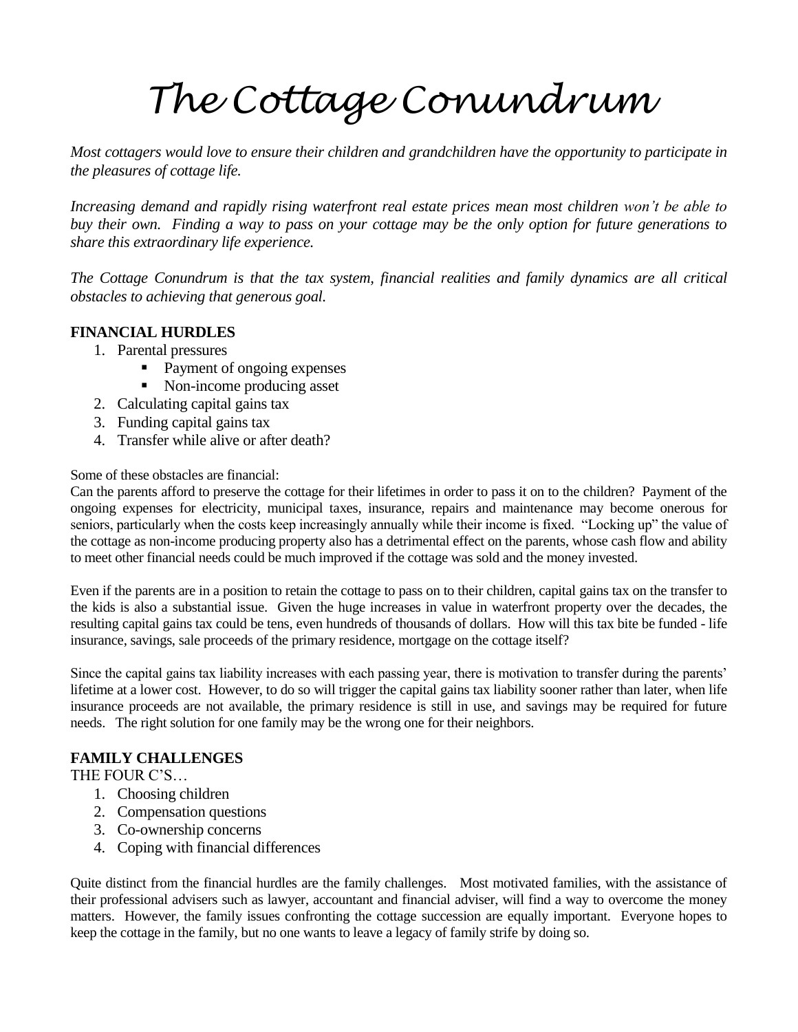# The Cottage Conundrum

*Most cottagers would love to ensure their children and grandchildren have the opportunity to participate in the pleasures of cottage life.*

*Increasing demand and rapidly rising waterfront real estate prices mean most children won't be able to buy their own. Finding a way to pass on your cottage may be the only option for future generations to share this extraordinary life experience.*

*The Cottage Conundrum is that the tax system, financial realities and family dynamics are all critical obstacles to achieving that generous goal.*

## FINANCIAL HURDLES

1. Parental pressures
   - Payment of ongoing expenses
   - Non-income producing asset
2. Calculating capital gains tax
3. Funding capital gains tax
4. Transfer while alive or after death?

Some of these obstacles are financial:

Can the parents afford to preserve the cottage for their lifetimes in order to pass it on to the children? Payment of the ongoing expenses for electricity, municipal taxes, insurance, repairs and maintenance may become onerous for seniors, particularly when the costs keep increasingly annually while their income is fixed. "Locking up" the value of the cottage as non-income producing property also has a detrimental effect on the parents, whose cash flow and ability to meet other financial needs could be much improved if the cottage was sold and the money invested.

Even if the parents are in a position to retain the cottage to pass on to their children, capital gains tax on the transfer to the kids is also a substantial issue. Given the huge increases in value in waterfront property over the decades, the resulting capital gains tax could be tens, even hundreds of thousands of dollars. How will this tax bite be funded - life insurance, savings, sale proceeds of the primary residence, mortgage on the cottage itself?

Since the capital gains tax liability increases with each passing year, there is motivation to transfer during the parents' lifetime at a lower cost. However, to do so will trigger the capital gains tax liability sooner rather than later, when life insurance proceeds are not available, the primary residence is still in use, and savings may be required for future needs. The right solution for one family may be the wrong one for their neighbors.

## FAMILY CHALLENGES

THE FOUR C'S…

1. Choosing children
2. Compensation questions
3. Co-ownership concerns
4. Coping with financial differences

Quite distinct from the financial hurdles are the family challenges. Most motivated families, with the assistance of their professional advisers such as lawyer, accountant and financial adviser, will find a way to overcome the money matters. However, the family issues confronting the cottage succession are equally important. Everyone hopes to keep the cottage in the family, but no one wants to leave a legacy of family strife by doing so.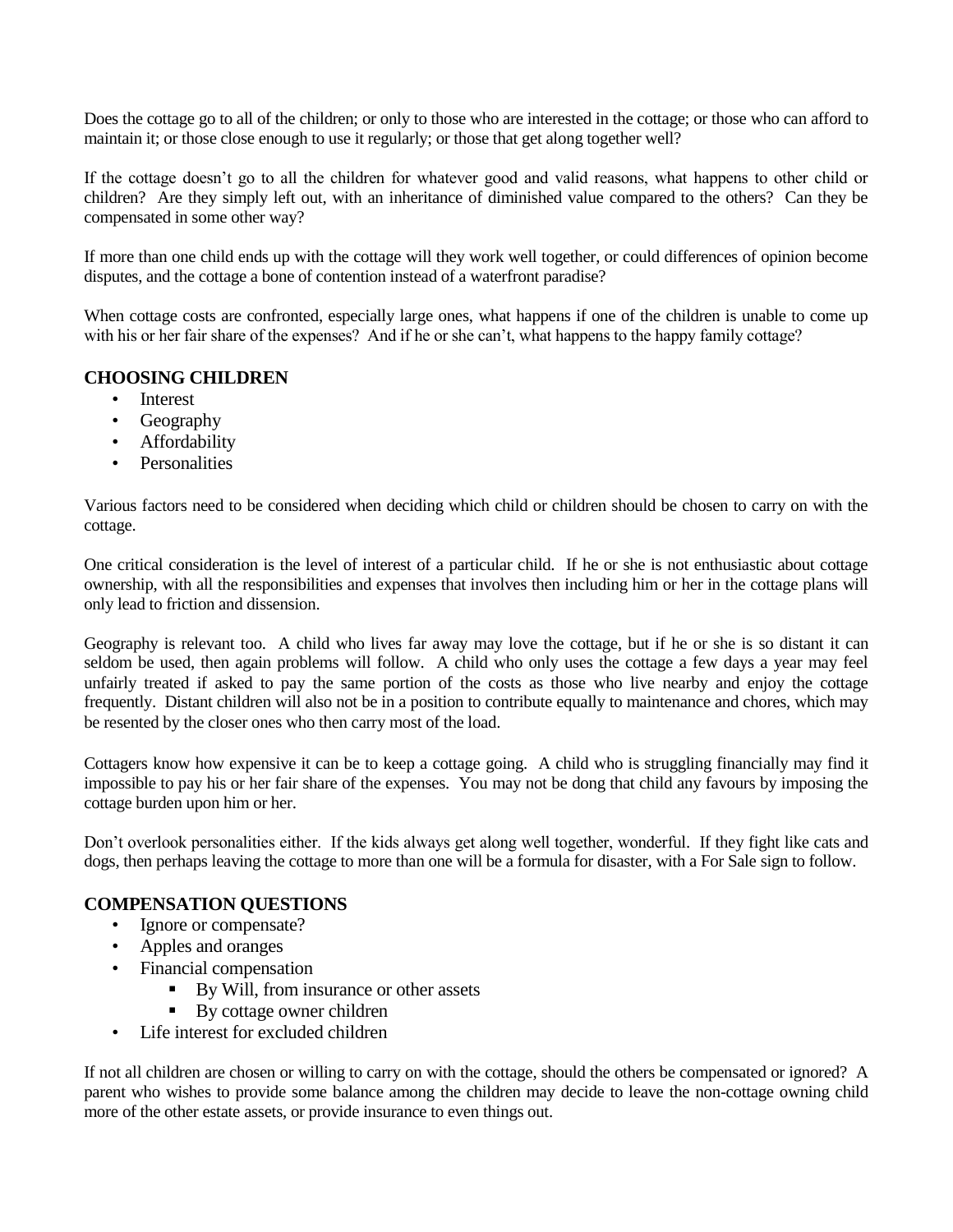Does the cottage go to all of the children; or only to those who are interested in the cottage; or those who can afford to maintain it; or those close enough to use it regularly; or those that get along together well?

If the cottage doesn't go to all the children for whatever good and valid reasons, what happens to other child or children? Are they simply left out, with an inheritance of diminished value compared to the others? Can they be compensated in some other way?

If more than one child ends up with the cottage will they work well together, or could differences of opinion become disputes, and the cottage a bone of contention instead of a waterfront paradise?

When cottage costs are confronted, especially large ones, what happens if one of the children is unable to come up with his or her fair share of the expenses? And if he or she can't, what happens to the happy family cottage?

## CHOOSING CHILDREN

- Interest
- Geography
- Affordability
- Personalities

Various factors need to be considered when deciding which child or children should be chosen to carry on with the cottage.

One critical consideration is the level of interest of a particular child. If he or she is not enthusiastic about cottage ownership, with all the responsibilities and expenses that involves then including him or her in the cottage plans will only lead to friction and dissension.

Geography is relevant too. A child who lives far away may love the cottage, but if he or she is so distant it can seldom be used, then again problems will follow. A child who only uses the cottage a few days a year may feel unfairly treated if asked to pay the same portion of the costs as those who live nearby and enjoy the cottage frequently. Distant children will also not be in a position to contribute equally to maintenance and chores, which may be resented by the closer ones who then carry most of the load.

Cottagers know how expensive it can be to keep a cottage going. A child who is struggling financially may find it impossible to pay his or her fair share of the expenses. You may not be dong that child any favours by imposing the cottage burden upon him or her.

Don't overlook personalities either. If the kids always get along well together, wonderful. If they fight like cats and dogs, then perhaps leaving the cottage to more than one will be a formula for disaster, with a For Sale sign to follow.

## COMPENSATION QUESTIONS

- Ignore or compensate?
- Apples and oranges
- Financial compensation
  - By Will, from insurance or other assets
  - By cottage owner children
- Life interest for excluded children

If not all children are chosen or willing to carry on with the cottage, should the others be compensated or ignored? A parent who wishes to provide some balance among the children may decide to leave the non-cottage owning child more of the other estate assets, or provide insurance to even things out.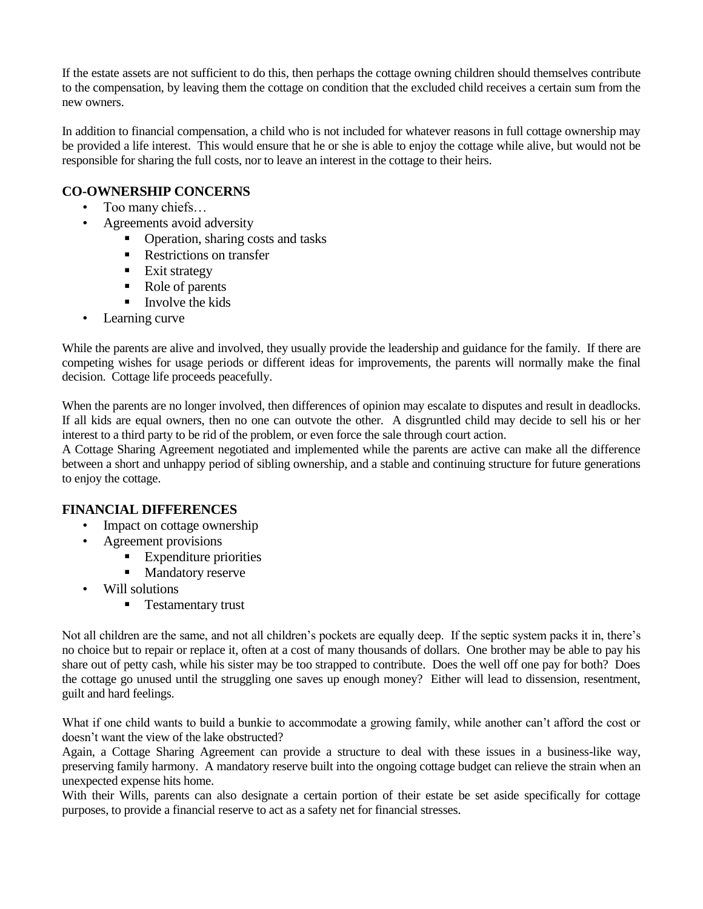If the estate assets are not sufficient to do this, then perhaps the cottage owning children should themselves contribute to the compensation, by leaving them the cottage on condition that the excluded child receives a certain sum from the new owners.

In addition to financial compensation, a child who is not included for whatever reasons in full cottage ownership may be provided a life interest. This would ensure that he or she is able to enjoy the cottage while alive, but would not be responsible for sharing the full costs, nor to leave an interest in the cottage to their heirs.

## CO-OWNERSHIP CONCERNS

- Too many chiefs…
- Agreements avoid adversity
  - Operation, sharing costs and tasks
  - Restrictions on transfer
  - Exit strategy
  - Role of parents
  - Involve the kids
- Learning curve

While the parents are alive and involved, they usually provide the leadership and guidance for the family. If there are competing wishes for usage periods or different ideas for improvements, the parents will normally make the final decision. Cottage life proceeds peacefully.

When the parents are no longer involved, then differences of opinion may escalate to disputes and result in deadlocks. If all kids are equal owners, then no one can outvote the other. A disgruntled child may decide to sell his or her interest to a third party to be rid of the problem, or even force the sale through court action.

A Cottage Sharing Agreement negotiated and implemented while the parents are active can make all the difference between a short and unhappy period of sibling ownership, and a stable and continuing structure for future generations to enjoy the cottage.

## FINANCIAL DIFFERENCES

- Impact on cottage ownership
- Agreement provisions
  - Expenditure priorities
  - Mandatory reserve
- Will solutions
  - Testamentary trust

Not all children are the same, and not all children's pockets are equally deep. If the septic system packs it in, there's no choice but to repair or replace it, often at a cost of many thousands of dollars. One brother may be able to pay his share out of petty cash, while his sister may be too strapped to contribute. Does the well off one pay for both? Does the cottage go unused until the struggling one saves up enough money? Either will lead to dissension, resentment, guilt and hard feelings.

What if one child wants to build a bunkie to accommodate a growing family, while another can't afford the cost or doesn't want the view of the lake obstructed?

Again, a Cottage Sharing Agreement can provide a structure to deal with these issues in a business-like way, preserving family harmony. A mandatory reserve built into the ongoing cottage budget can relieve the strain when an unexpected expense hits home.

With their Wills, parents can also designate a certain portion of their estate be set aside specifically for cottage purposes, to provide a financial reserve to act as a safety net for financial stresses.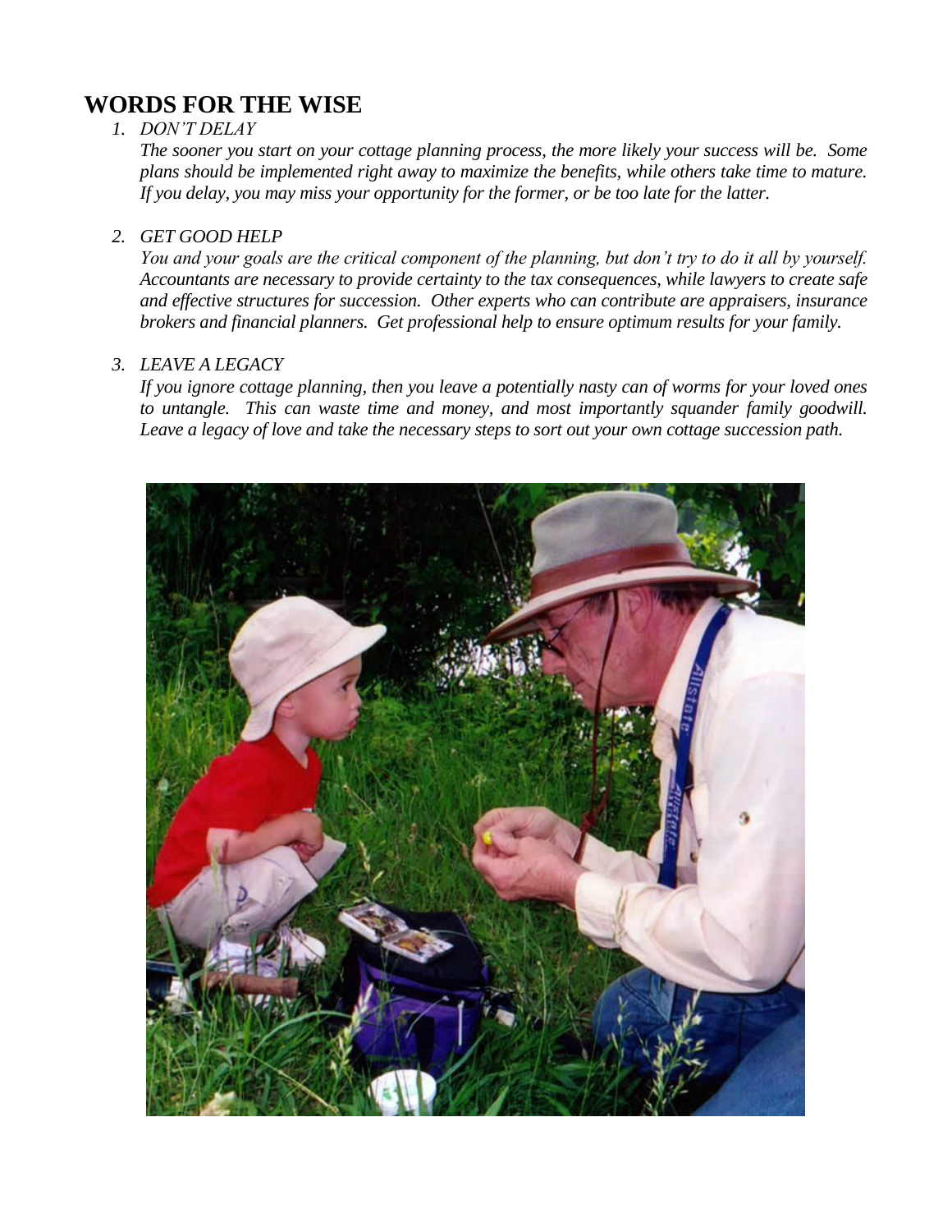# WORDS FOR THE WISE

1. *DON'T DELAY*

   *The sooner you start on your cottage planning process, the more likely your success will be. Some plans should be implemented right away to maximize the benefits, while others take time to mature. If you delay, you may miss your opportunity for the former, or be too late for the latter.*

2. *GET GOOD HELP*

   *You and your goals are the critical component of the planning, but don't try to do it all by yourself. Accountants are necessary to provide certainty to the tax consequences, while lawyers to create safe and effective structures for succession. Other experts who can contribute are appraisers, insurance brokers and financial planners. Get professional help to ensure optimum results for your family.*

3. *LEAVE A LEGACY*

   *If you ignore cottage planning, then you leave a potentially nasty can of worms for your loved ones to untangle. This can waste time and money, and most importantly squander family goodwill. Leave a legacy of love and take the necessary steps to sort out your own cottage succession path.*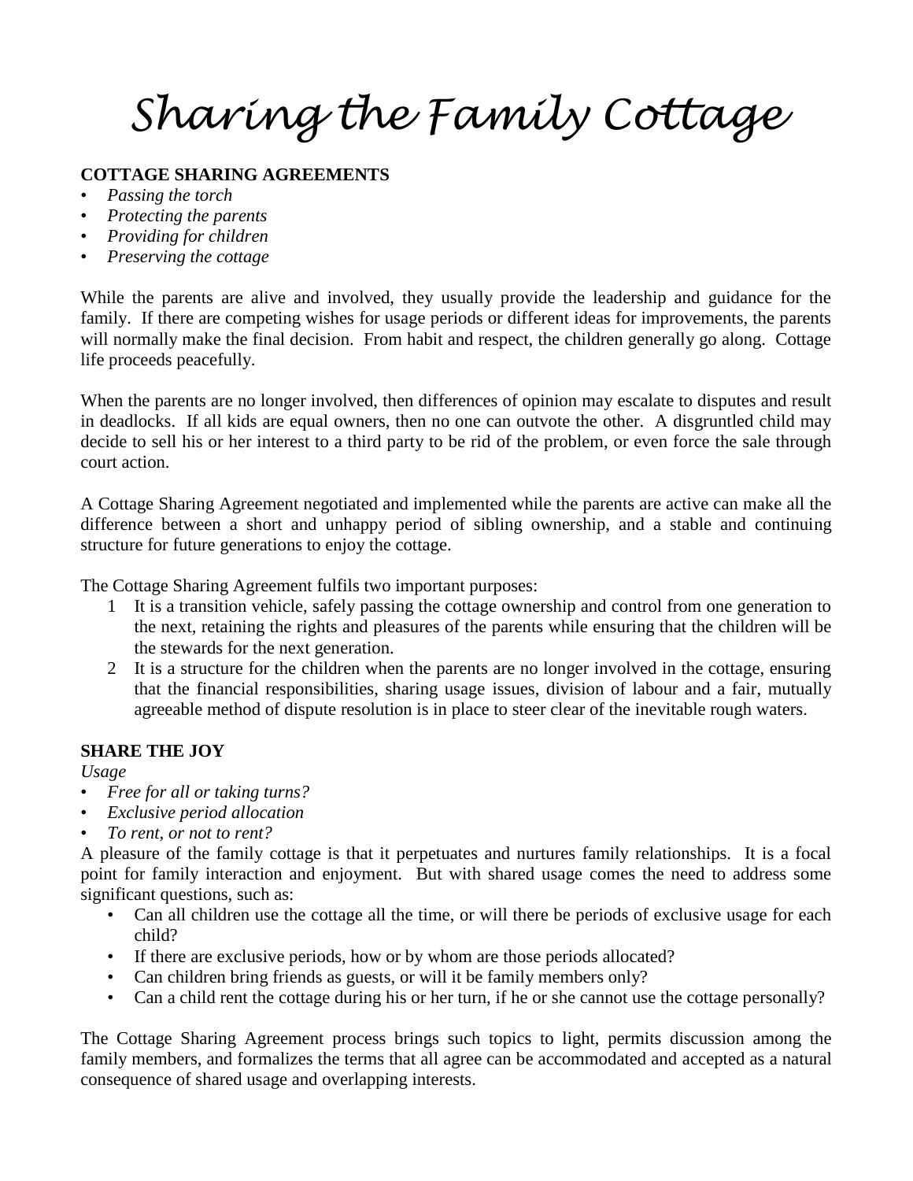# Sharing the Family Cottage

**COTTAGE SHARING AGREEMENTS**

- *Passing the torch*
- *Protecting the parents*
- *Providing for children*
- *Preserving the cottage*

While the parents are alive and involved, they usually provide the leadership and guidance for the family. If there are competing wishes for usage periods or different ideas for improvements, the parents will normally make the final decision. From habit and respect, the children generally go along. Cottage life proceeds peacefully.

When the parents are no longer involved, then differences of opinion may escalate to disputes and result in deadlocks. If all kids are equal owners, then no one can outvote the other. A disgruntled child may decide to sell his or her interest to a third party to be rid of the problem, or even force the sale through court action.

A Cottage Sharing Agreement negotiated and implemented while the parents are active can make all the difference between a short and unhappy period of sibling ownership, and a stable and continuing structure for future generations to enjoy the cottage.

The Cottage Sharing Agreement fulfils two important purposes:

1. It is a transition vehicle, safely passing the cottage ownership and control from one generation to the next, retaining the rights and pleasures of the parents while ensuring that the children will be the stewards for the next generation.
2. It is a structure for the children when the parents are no longer involved in the cottage, ensuring that the financial responsibilities, sharing usage issues, division of labour and a fair, mutually agreeable method of dispute resolution is in place to steer clear of the inevitable rough waters.

**SHARE THE JOY**

*Usage*

- *Free for all or taking turns?*
- *Exclusive period allocation*
- *To rent, or not to rent?*

A pleasure of the family cottage is that it perpetuates and nurtures family relationships. It is a focal point for family interaction and enjoyment. But with shared usage comes the need to address some significant questions, such as:

- Can all children use the cottage all the time, or will there be periods of exclusive usage for each child?
- If there are exclusive periods, how or by whom are those periods allocated?
- Can children bring friends as guests, or will it be family members only?
- Can a child rent the cottage during his or her turn, if he or she cannot use the cottage personally?

The Cottage Sharing Agreement process brings such topics to light, permits discussion among the family members, and formalizes the terms that all agree can be accommodated and accepted as a natural consequence of shared usage and overlapping interests.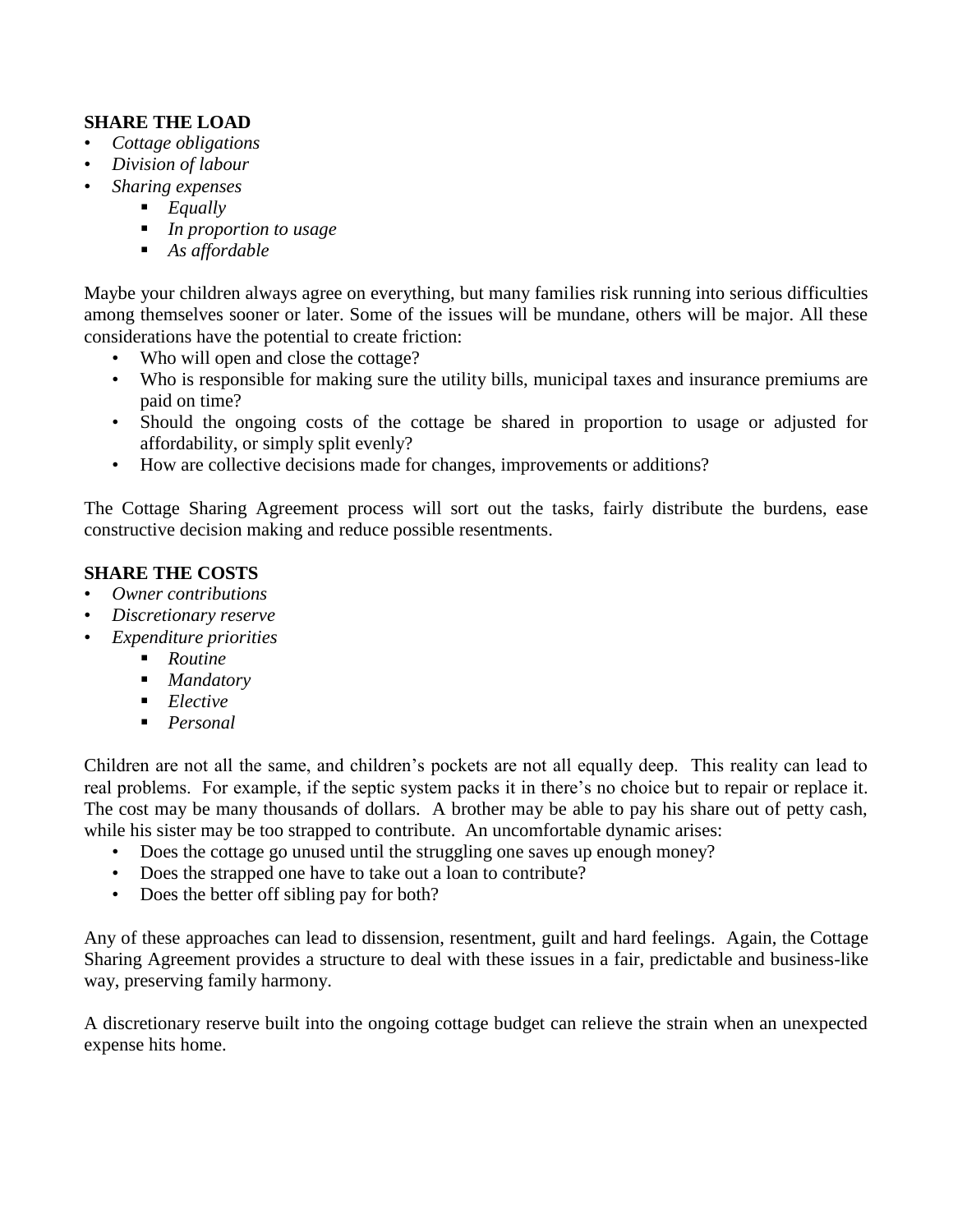## SHARE THE LOAD

- *Cottage obligations*
- *Division of labour*
- *Sharing expenses*
    - *Equally*
    - *In proportion to usage*
    - *As affordable*

Maybe your children always agree on everything, but many families risk running into serious difficulties among themselves sooner or later. Some of the issues will be mundane, others will be major. All these considerations have the potential to create friction:

- Who will open and close the cottage?
- Who is responsible for making sure the utility bills, municipal taxes and insurance premiums are paid on time?
- Should the ongoing costs of the cottage be shared in proportion to usage or adjusted for affordability, or simply split evenly?
- How are collective decisions made for changes, improvements or additions?

The Cottage Sharing Agreement process will sort out the tasks, fairly distribute the burdens, ease constructive decision making and reduce possible resentments.

## SHARE THE COSTS

- *Owner contributions*
- *Discretionary reserve*
- *Expenditure priorities*
    - *Routine*
    - *Mandatory*
    - *Elective*
    - *Personal*

Children are not all the same, and children's pockets are not all equally deep. This reality can lead to real problems. For example, if the septic system packs it in there's no choice but to repair or replace it. The cost may be many thousands of dollars. A brother may be able to pay his share out of petty cash, while his sister may be too strapped to contribute. An uncomfortable dynamic arises:

- Does the cottage go unused until the struggling one saves up enough money?
- Does the strapped one have to take out a loan to contribute?
- Does the better off sibling pay for both?

Any of these approaches can lead to dissension, resentment, guilt and hard feelings. Again, the Cottage Sharing Agreement provides a structure to deal with these issues in a fair, predictable and business-like way, preserving family harmony.

A discretionary reserve built into the ongoing cottage budget can relieve the strain when an unexpected expense hits home.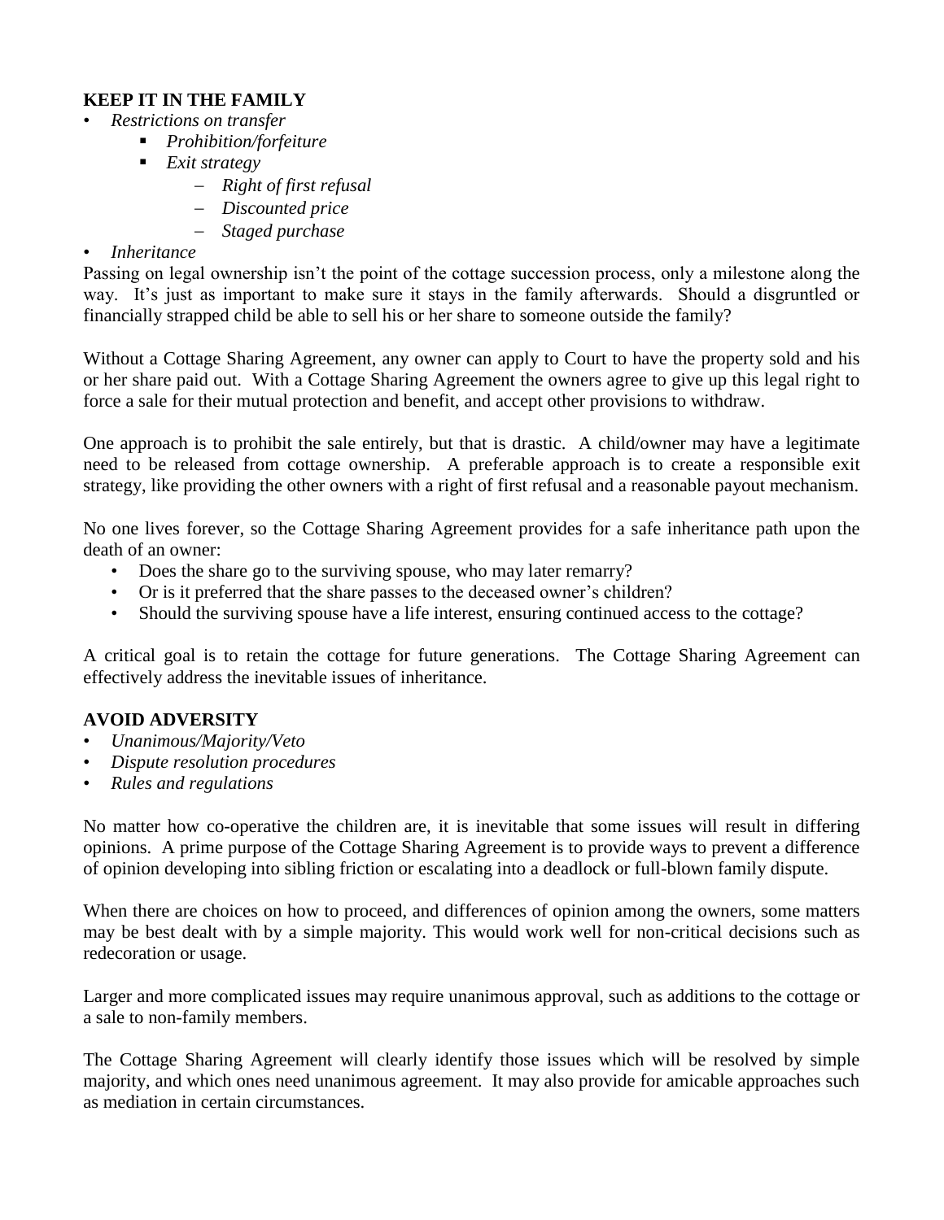**KEEP IT IN THE FAMILY**

- *Restrictions on transfer*
  - *Prohibition/forfeiture*
  - *Exit strategy*
    - *Right of first refusal*
    - *Discounted price*
    - *Staged purchase*
- *Inheritance*

Passing on legal ownership isn't the point of the cottage succession process, only a milestone along the way. It's just as important to make sure it stays in the family afterwards. Should a disgruntled or financially strapped child be able to sell his or her share to someone outside the family?

Without a Cottage Sharing Agreement, any owner can apply to Court to have the property sold and his or her share paid out. With a Cottage Sharing Agreement the owners agree to give up this legal right to force a sale for their mutual protection and benefit, and accept other provisions to withdraw.

One approach is to prohibit the sale entirely, but that is drastic. A child/owner may have a legitimate need to be released from cottage ownership. A preferable approach is to create a responsible exit strategy, like providing the other owners with a right of first refusal and a reasonable payout mechanism.

No one lives forever, so the Cottage Sharing Agreement provides for a safe inheritance path upon the death of an owner:

- Does the share go to the surviving spouse, who may later remarry?
- Or is it preferred that the share passes to the deceased owner's children?
- Should the surviving spouse have a life interest, ensuring continued access to the cottage?

A critical goal is to retain the cottage for future generations. The Cottage Sharing Agreement can effectively address the inevitable issues of inheritance.

**AVOID ADVERSITY**

- *Unanimous/Majority/Veto*
- *Dispute resolution procedures*
- *Rules and regulations*

No matter how co-operative the children are, it is inevitable that some issues will result in differing opinions. A prime purpose of the Cottage Sharing Agreement is to provide ways to prevent a difference of opinion developing into sibling friction or escalating into a deadlock or full-blown family dispute.

When there are choices on how to proceed, and differences of opinion among the owners, some matters may be best dealt with by a simple majority. This would work well for non-critical decisions such as redecoration or usage.

Larger and more complicated issues may require unanimous approval, such as additions to the cottage or a sale to non-family members.

The Cottage Sharing Agreement will clearly identify those issues which will be resolved by simple majority, and which ones need unanimous agreement. It may also provide for amicable approaches such as mediation in certain circumstances.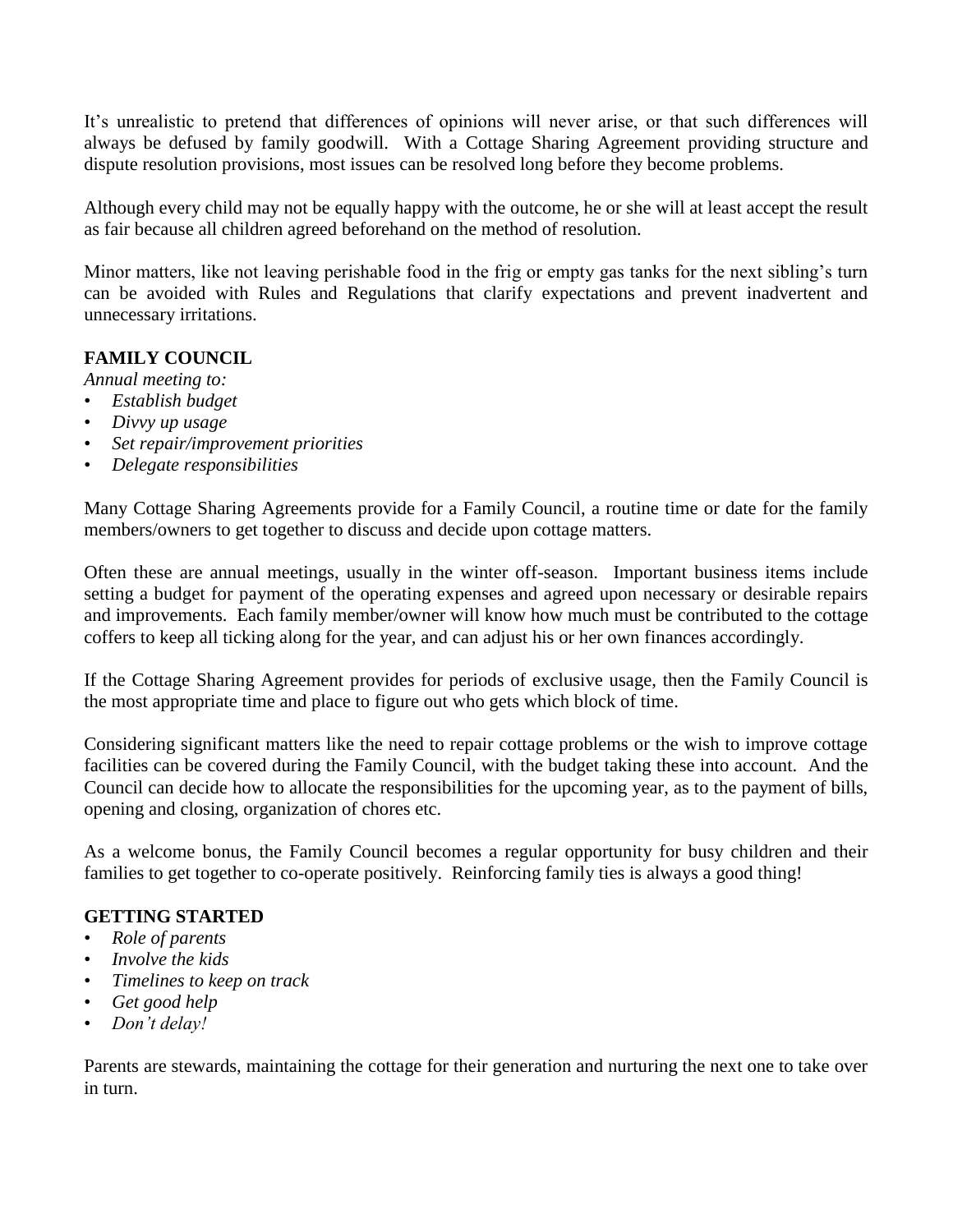It’s unrealistic to pretend that differences of opinions will never arise, or that such differences will always be defused by family goodwill. With a Cottage Sharing Agreement providing structure and dispute resolution provisions, most issues can be resolved long before they become problems.

Although every child may not be equally happy with the outcome, he or she will at least accept the result as fair because all children agreed beforehand on the method of resolution.

Minor matters, like not leaving perishable food in the frig or empty gas tanks for the next sibling’s turn can be avoided with Rules and Regulations that clarify expectations and prevent inadvertent and unnecessary irritations.

**FAMILY COUNCIL**

*Annual meeting to:*

- *Establish budget*
- *Divvy up usage*
- *Set repair/improvement priorities*
- *Delegate responsibilities*

Many Cottage Sharing Agreements provide for a Family Council, a routine time or date for the family members/owners to get together to discuss and decide upon cottage matters.

Often these are annual meetings, usually in the winter off-season. Important business items include setting a budget for payment of the operating expenses and agreed upon necessary or desirable repairs and improvements. Each family member/owner will know how much must be contributed to the cottage coffers to keep all ticking along for the year, and can adjust his or her own finances accordingly.

If the Cottage Sharing Agreement provides for periods of exclusive usage, then the Family Council is the most appropriate time and place to figure out who gets which block of time.

Considering significant matters like the need to repair cottage problems or the wish to improve cottage facilities can be covered during the Family Council, with the budget taking these into account. And the Council can decide how to allocate the responsibilities for the upcoming year, as to the payment of bills, opening and closing, organization of chores etc.

As a welcome bonus, the Family Council becomes a regular opportunity for busy children and their families to get together to co-operate positively. Reinforcing family ties is always a good thing!

**GETTING STARTED**

- *Role of parents*
- *Involve the kids*
- *Timelines to keep on track*
- *Get good help*
- *Don’t delay!*

Parents are stewards, maintaining the cottage for their generation and nurturing the next one to take over in turn.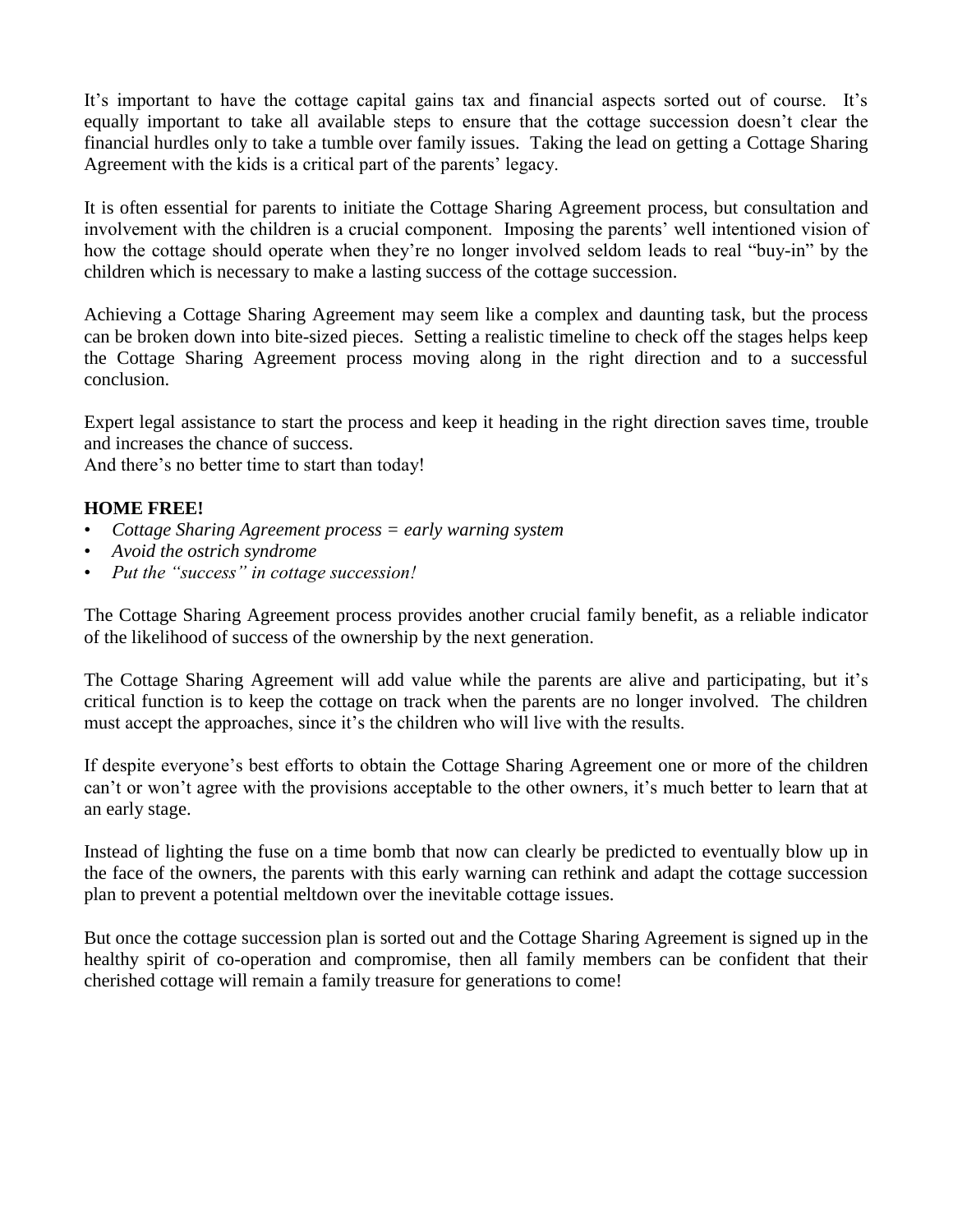It's important to have the cottage capital gains tax and financial aspects sorted out of course. It's equally important to take all available steps to ensure that the cottage succession doesn't clear the financial hurdles only to take a tumble over family issues. Taking the lead on getting a Cottage Sharing Agreement with the kids is a critical part of the parents' legacy.

It is often essential for parents to initiate the Cottage Sharing Agreement process, but consultation and involvement with the children is a crucial component. Imposing the parents' well intentioned vision of how the cottage should operate when they're no longer involved seldom leads to real "buy-in" by the children which is necessary to make a lasting success of the cottage succession.

Achieving a Cottage Sharing Agreement may seem like a complex and daunting task, but the process can be broken down into bite-sized pieces. Setting a realistic timeline to check off the stages helps keep the Cottage Sharing Agreement process moving along in the right direction and to a successful conclusion.

Expert legal assistance to start the process and keep it heading in the right direction saves time, trouble and increases the chance of success.
And there's no better time to start than today!

**HOME FREE!**

- *Cottage Sharing Agreement process = early warning system*
- *Avoid the ostrich syndrome*
- *Put the "success" in cottage succession!*

The Cottage Sharing Agreement process provides another crucial family benefit, as a reliable indicator of the likelihood of success of the ownership by the next generation.

The Cottage Sharing Agreement will add value while the parents are alive and participating, but it's critical function is to keep the cottage on track when the parents are no longer involved. The children must accept the approaches, since it's the children who will live with the results.

If despite everyone's best efforts to obtain the Cottage Sharing Agreement one or more of the children can't or won't agree with the provisions acceptable to the other owners, it's much better to learn that at an early stage.

Instead of lighting the fuse on a time bomb that now can clearly be predicted to eventually blow up in the face of the owners, the parents with this early warning can rethink and adapt the cottage succession plan to prevent a potential meltdown over the inevitable cottage issues.

But once the cottage succession plan is sorted out and the Cottage Sharing Agreement is signed up in the healthy spirit of co-operation and compromise, then all family members can be confident that their cherished cottage will remain a family treasure for generations to come!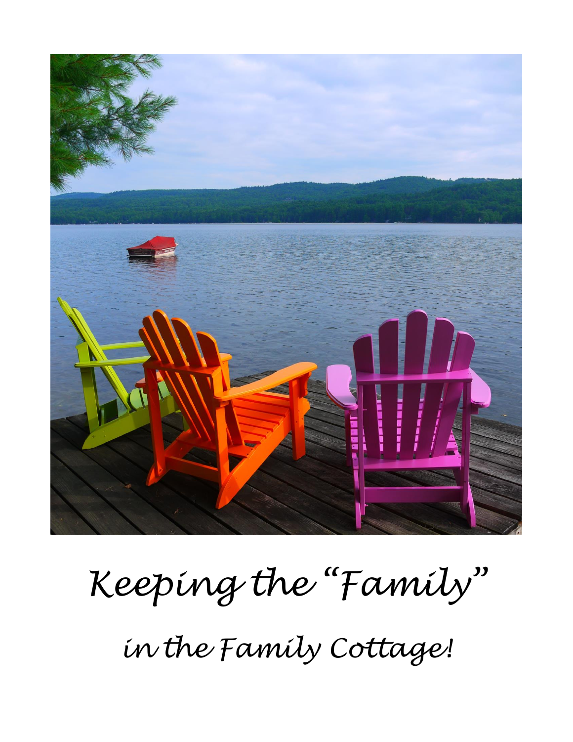*Keeping the "Family"*

*in the Family Cottage!*